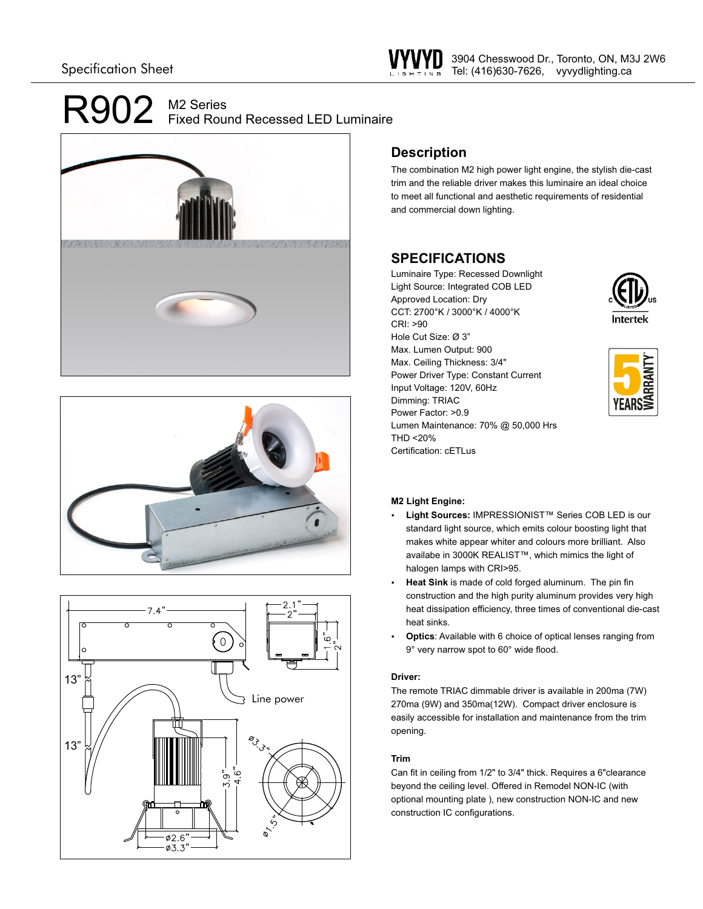Specification Sheet

VYVYD LIGHTING

3904 Chesswood Dr., Toronto, ON, M3J 2W6
Tel: (416)630-7626, vyvydlighting.ca

# R902 M2 Series Fixed Round Recessed LED Luminaire

## Description

The combination M2 high power light engine, the stylish die-cast trim and the reliable driver makes this luminaire an ideal choice to meet all functional and aesthetic requirements of residential and commercial down lighting.

## SPECIFICATIONS

Luminaire Type: Recessed Downlight
Light Source: Integrated COB LED
Approved Location: Dry
CCT: 2700°K / 3000°K / 4000°K
CRI: >90
Hole Cut Size: Ø 3"
Max. Lumen Output: 900
Max. Ceiling Thickness: 3/4"
Power Driver Type: Constant Current
Input Voltage: 120V, 60Hz
Dimming: TRIAC
Power Factor: >0.9
Lumen Maintenance: 70% @ 50,000 Hrs
THD <20%
Certification: cETLus

Intertek

5 YEARS WARRANTY

**M2 Light Engine:**

- **Light Sources:** IMPRESSIONIST™ Series COB LED is our standard light source, which emits colour boosting light that makes white appear whiter and colours more brilliant. Also availabe in 3000K REALIST™, which mimics the light of halogen lamps with CRI>95.
- **Heat Sink** is made of cold forged aluminum. The pin fin construction and the high purity aluminum provides very high heat dissipation efficiency, three times of conventional die-cast heat sinks.
- **Optics**: Available with 6 choice of optical lenses ranging from 9° very narrow spot to 60° wide flood.

**Driver:**

The remote TRIAC dimmable driver is available in 200ma (7W) 270ma (9W) and 350ma(12W). Compact driver enclosure is easily accessible for installation and maintenance from the trim opening.

**Trim**

Can fit in ceiling from 1/2" to 3/4" thick. Requires a 6"clearance beyond the ceiling level. Offered in Remodel NON-IC (with optional mounting plate ), new construction NON-IC and new construction IC configurations.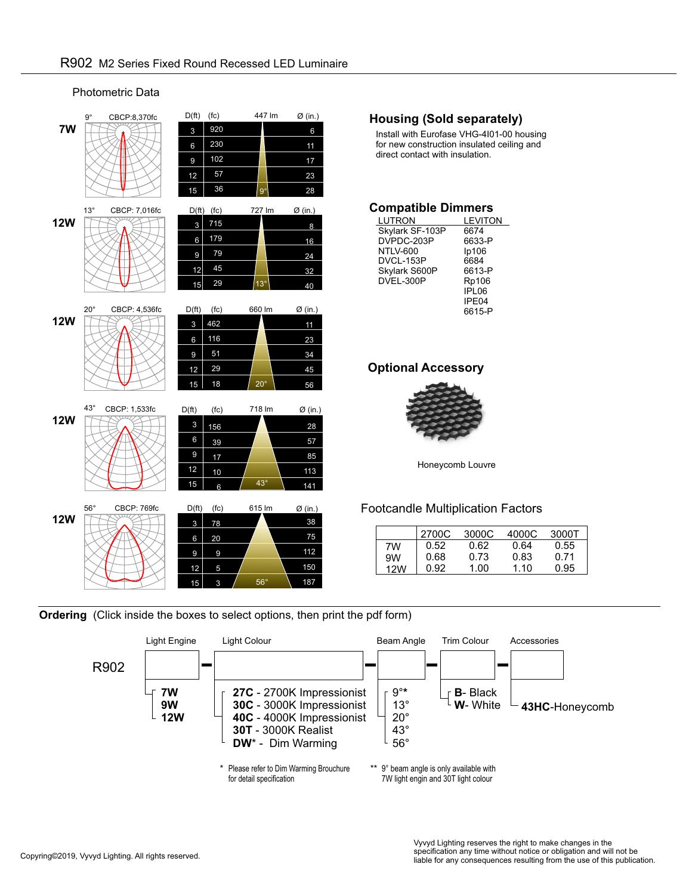## R902 M2 Series Fixed Round Recessed LED Luminaire

### Photometric Data

**7W**

9° CBCP:8,370fc

| D(ft) | (fc) | Ø (in.) |
|---|---|---|
| 3 | 920 | 6 |
| 6 | 230 | 11 |
| 9 | 102 | 17 |
| 12 | 57 | 23 |
| 15 | 36 | 28 |

447 lm, 9°

**12W**

13° CBCP: 7,016fc

| D(ft) | (fc) | Ø (in.) |
|---|---|---|
| 3 | 715 | 8 |
| 6 | 179 | 16 |
| 9 | 79 | 24 |
| 12 | 45 | 32 |
| 15 | 29 | 40 |

727 lm, 13°

**12W**

20° CBCP: 4,536fc

| D(ft) | (fc) | Ø (in.) |
|---|---|---|
| 3 | 462 | 11 |
| 6 | 116 | 23 |
| 9 | 51 | 34 |
| 12 | 29 | 45 |
| 15 | 18 | 56 |

660 lm, 20°

**12W**

43° CBCP: 1,533fc

| D(ft) | (fc) | Ø (in.) |
|---|---|---|
| 3 | 156 | 28 |
| 6 | 39 | 57 |
| 9 | 17 | 85 |
| 12 | 10 | 113 |
| 15 | 6 | 141 |

718 lm, 43°

**12W**

56° CBCP: 769fc

| D(ft) | (fc) | Ø (in.) |
|---|---|---|
| 3 | 78 | 38 |
| 6 | 20 | 75 |
| 9 | 9 | 112 |
| 12 | 5 | 150 |
| 15 | 3 | 187 |

615 lm, 56°

### Housing (Sold separately)

Install with Eurofase VHG-4I01-00 housing for new construction insulated ceiling and direct contact with insulation.

### Compatible Dimmers

| LUTRON | LEVITON |
|---|---|
| Skylark SF-103P | 6674 |
| DVPDC-203P | 6633-P |
| NTLV-600 | Ip106 |
| DVCL-153P | 6684 |
| Skylark S600P | 6613-P |
| DVEL-300P | Rp106 |
| | IPL06 |
| | IPE04 |
| | 6615-P |

### Optional Accessory

Honeycomb Louvre

### Footcandle Multiplication Factors

| | 2700C | 3000C | 4000C | 3000T |
|---|---|---|---|---|
| 7W | 0.52 | 0.62 | 0.64 | 0.55 |
| 9W | 0.68 | 0.73 | 0.83 | 0.71 |
| 12W | 0.92 | 1.00 | 1.10 | 0.95 |

### Ordering (Click inside the boxes to select options, then print the pdf form)

R902 – Light Engine – Light Colour – Beam Angle – Trim Colour – Accessories

**Light Engine**
- **7W**
- **9W**
- **12W**

**Light Colour**
- **27C** - 2700K Impressionist
- **30C** - 3000K Impressionist
- **40C** - 4000K Impressionist
- **30T** - 3000K Realist
- **DW*** - Dim Warming

**Beam Angle**
- 9°*
- 13°
- 20°
- 43°
- 56°

**Trim Colour**
- **B**- Black
- **W**- White

**Accessories**
- **43HC**-Honeycomb

\* Please refer to Dim Warming Brouchure for detail specification

** 9° beam angle is only available with 7W light engin and 30T light colour

Copyring©2019, Vyvyd Lighting. All rights reserved.

Vyvyd Lighting reserves the right to make changes in the specification any time without notice or obligation and will not be liable for any consequences resulting from the use of this publication.